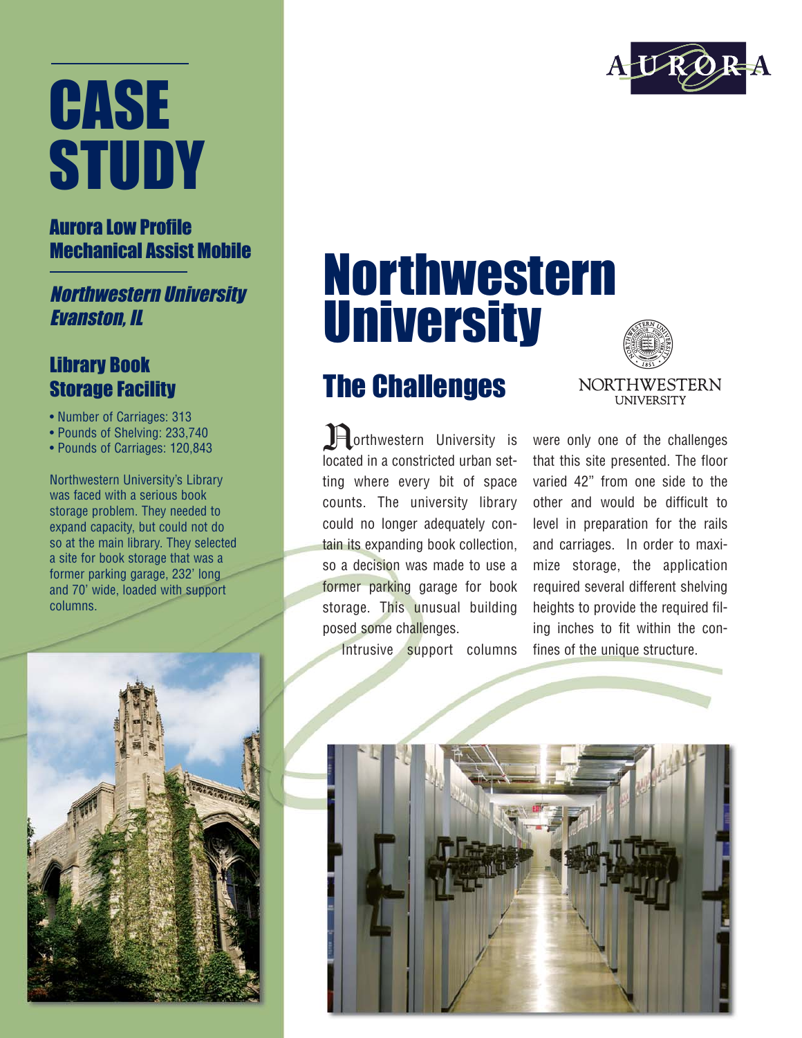# CASE STUDY

### Aurora Low Profile Mechanical Assist Mobile

***Northwestern University Evanston, IL***

### Library Book Storage Facility

- Number of Carriages: 313
- Pounds of Shelving: 233,740
- Pounds of Carriages: 120,843

Northwestern University's Library was faced with a serious book storage problem. They needed to expand capacity, but could not do so at the main library. They selected a site for book storage that was a former parking garage, 232' long and 70' wide, loaded with support columns.

AURORA

# Northwestern University

NORTHWESTERN UNIVERSITY

## The Challenges

Northwestern University is located in a constricted urban setting where every bit of space counts. The university library could no longer adequately contain its expanding book collection, so a decision was made to use a former parking garage for book storage. This unusual building posed some challenges.

Intrusive support columns were only one of the challenges that this site presented. The floor varied 42" from one side to the other and would be difficult to level in preparation for the rails and carriages. In order to maximize storage, the application required several different shelving heights to provide the required filing inches to fit within the confines of the unique structure.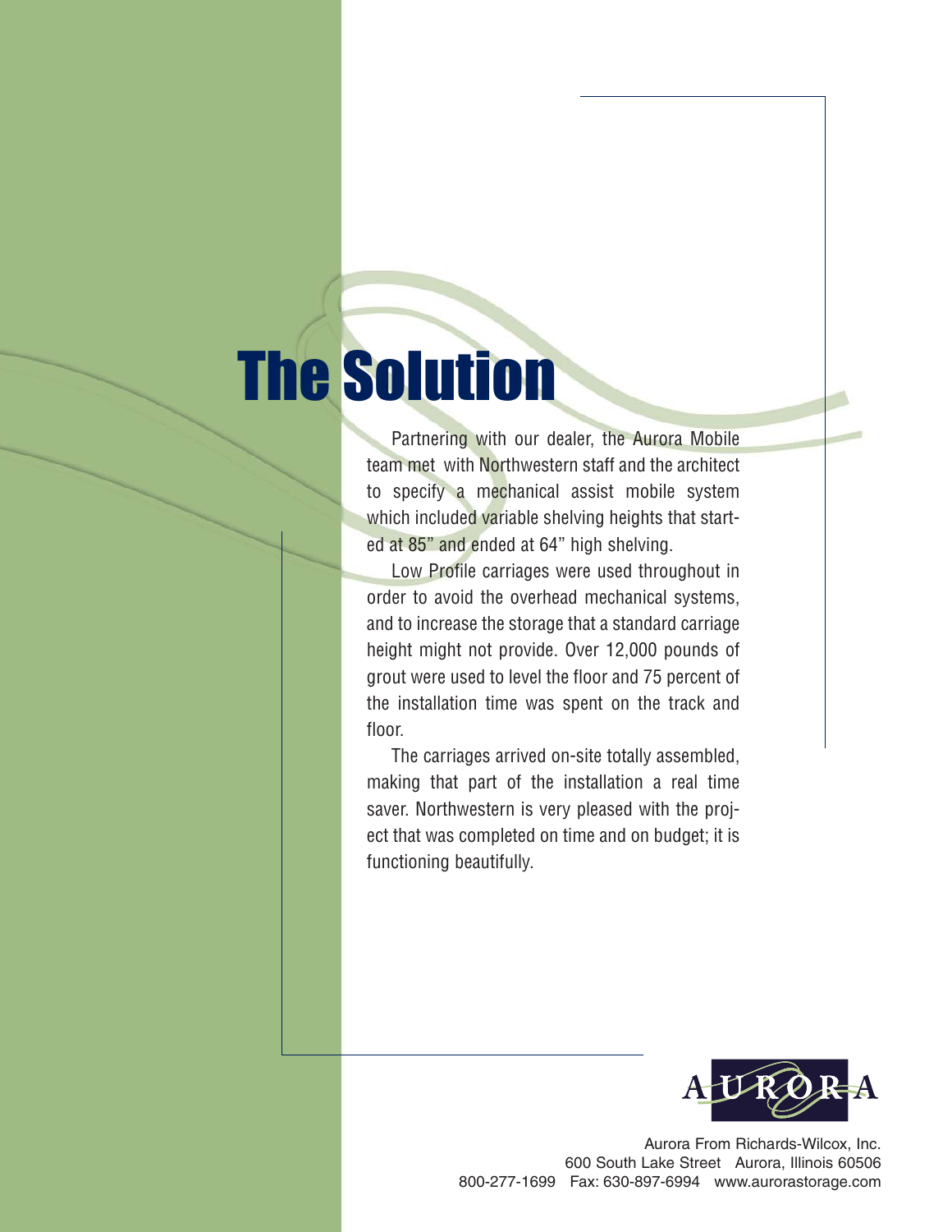# The Solution

Partnering with our dealer, the Aurora Mobile team met with Northwestern staff and the architect to specify a mechanical assist mobile system which included variable shelving heights that started at 85" and ended at 64" high shelving.

Low Profile carriages were used throughout in order to avoid the overhead mechanical systems, and to increase the storage that a standard carriage height might not provide. Over 12,000 pounds of grout were used to level the floor and 75 percent of the installation time was spent on the track and floor.

The carriages arrived on-site totally assembled, making that part of the installation a real time saver. Northwestern is very pleased with the project that was completed on time and on budget; it is functioning beautifully.

AURORA

Aurora From Richards-Wilcox, Inc.
600 South Lake Street Aurora, Illinois 60506
800-277-1699 Fax: 630-897-6994 www.aurorastorage.com